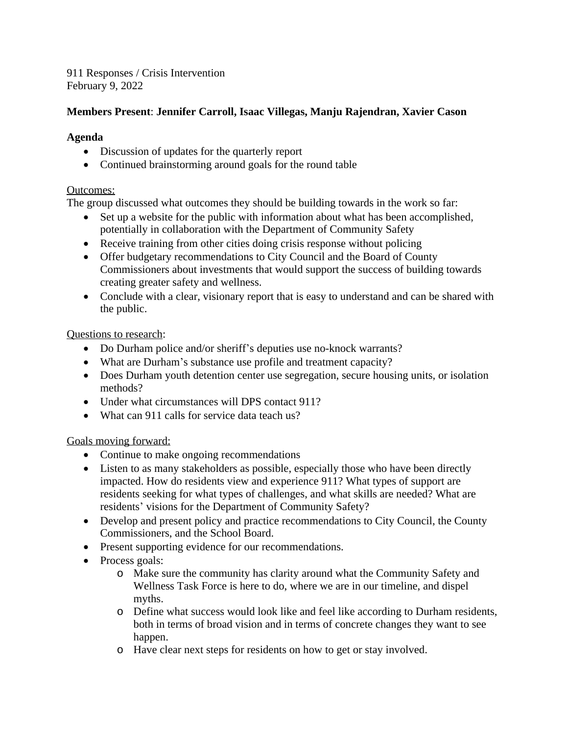911 Responses / Crisis Intervention
February 9, 2022

**Members Present**: **Jennifer Carroll, Isaac Villegas, Manju Rajendran, Xavier Cason**

**Agenda**

- Discussion of updates for the quarterly report
- Continued brainstorming around goals for the round table

<u>Outcomes:</u>

The group discussed what outcomes they should be building towards in the work so far:

- Set up a website for the public with information about what has been accomplished, potentially in collaboration with the Department of Community Safety
- Receive training from other cities doing crisis response without policing
- Offer budgetary recommendations to City Council and the Board of County Commissioners about investments that would support the success of building towards creating greater safety and wellness.
- Conclude with a clear, visionary report that is easy to understand and can be shared with the public.

<u>Questions to research</u>:

- Do Durham police and/or sheriff's deputies use no-knock warrants?
- What are Durham's substance use profile and treatment capacity?
- Does Durham youth detention center use segregation, secure housing units, or isolation methods?
- Under what circumstances will DPS contact 911?
- What can 911 calls for service data teach us?

<u>Goals moving forward:</u>

- Continue to make ongoing recommendations
- Listen to as many stakeholders as possible, especially those who have been directly impacted. How do residents view and experience 911? What types of support are residents seeking for what types of challenges, and what skills are needed? What are residents' visions for the Department of Community Safety?
- Develop and present policy and practice recommendations to City Council, the County Commissioners, and the School Board.
- Present supporting evidence for our recommendations.
- Process goals:
    - Make sure the community has clarity around what the Community Safety and Wellness Task Force is here to do, where we are in our timeline, and dispel myths.
    - Define what success would look like and feel like according to Durham residents, both in terms of broad vision and in terms of concrete changes they want to see happen.
    - Have clear next steps for residents on how to get or stay involved.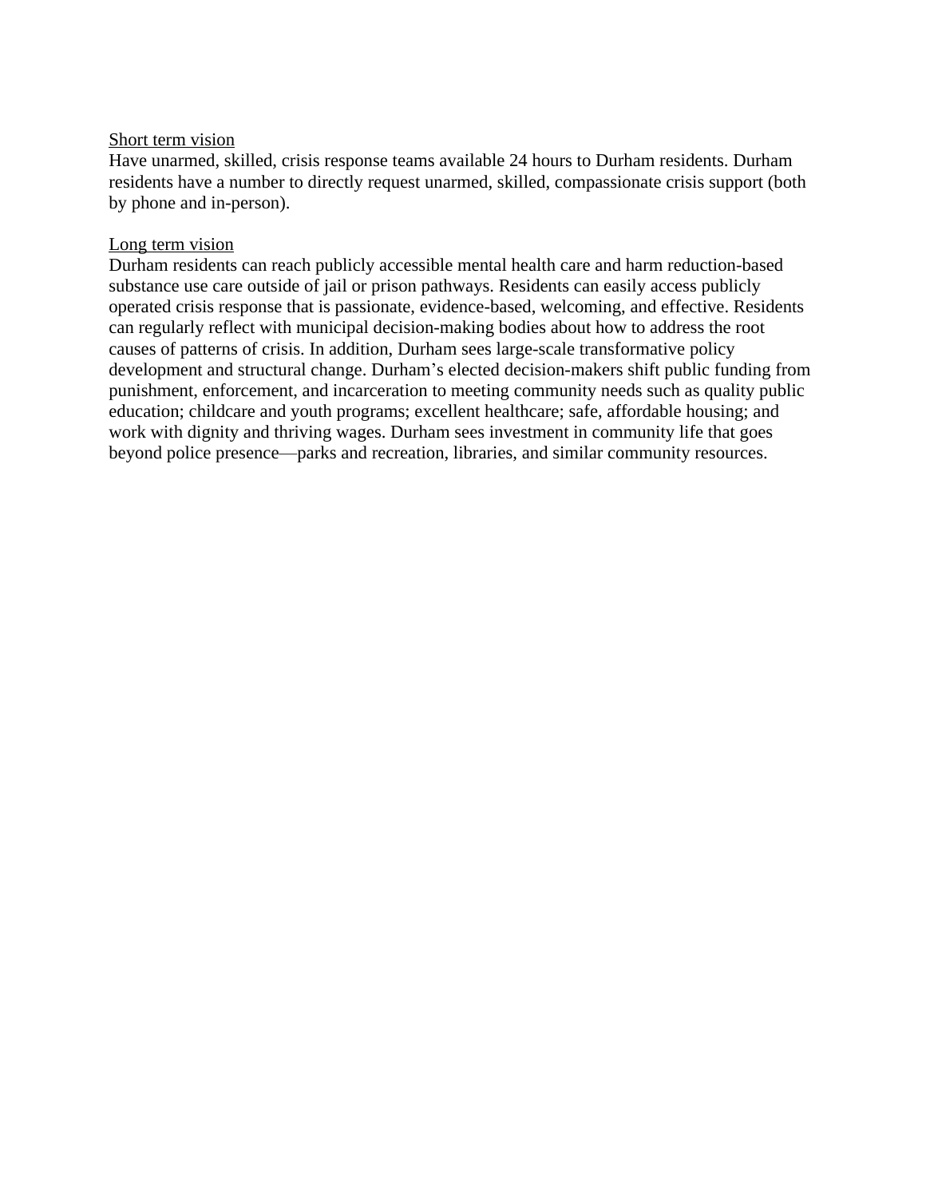Short term vision

Have unarmed, skilled, crisis response teams available 24 hours to Durham residents. Durham residents have a number to directly request unarmed, skilled, compassionate crisis support (both by phone and in-person).

Long term vision

Durham residents can reach publicly accessible mental health care and harm reduction-based substance use care outside of jail or prison pathways. Residents can easily access publicly operated crisis response that is passionate, evidence-based, welcoming, and effective. Residents can regularly reflect with municipal decision-making bodies about how to address the root causes of patterns of crisis. In addition, Durham sees large-scale transformative policy development and structural change. Durham's elected decision-makers shift public funding from punishment, enforcement, and incarceration to meeting community needs such as quality public education; childcare and youth programs; excellent healthcare; safe, affordable housing; and work with dignity and thriving wages. Durham sees investment in community life that goes beyond police presence—parks and recreation, libraries, and similar community resources.